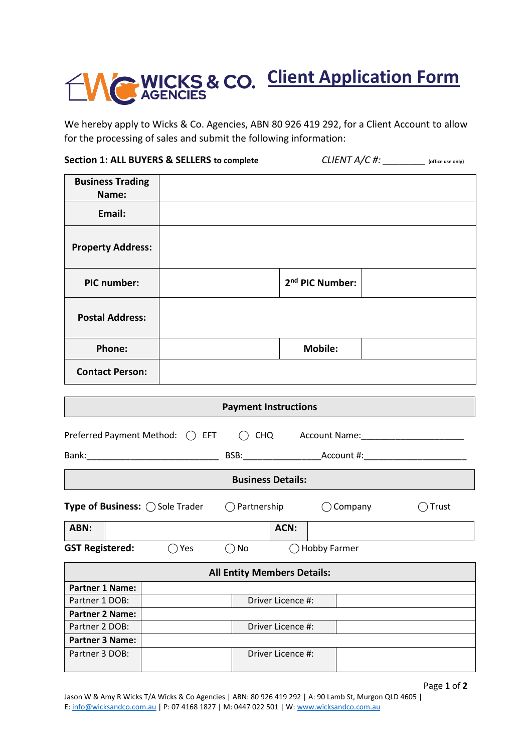# WICKS & CO. AGENCIES — Client Application Form

We hereby apply to Wicks & Co. Agencies, ABN 80 926 419 292, for a Client Account to allow for the processing of sales and submit the following information:

**Section 1: ALL BUYERS & SELLERS to complete** *CLIENT A/C #: _________* (office use only)

| **Business Trading Name:** | | | |
|---|---|---|---|
| **Email:** | | | |
| **Property Address:** | | | |
| **PIC number:** | | **2nd PIC Number:** | |
| **Postal Address:** | | | |
| **Phone:** | | **Mobile:** | |
| **Contact Person:** | | | |

## Payment Instructions

Preferred Payment Method: ◯ EFT ◯ CHQ Account Name:______________________

Bank:____________________________ BSB:________________Account #:______________________

## Business Details:

**Type of Business:** ◯ Sole Trader ◯ Partnership ◯ Company ◯ Trust

| **ABN:** | | **ACN:** | |
|---|---|---|---|

**GST Registered:** ◯ Yes ◯ No ◯ Hobby Farmer

## All Entity Members Details:

| **Partner 1 Name:** | | | |
|---|---|---|---|
| Partner 1 DOB: | | Driver Licence #: | |
| **Partner 2 Name:** | | | |
| Partner 2 DOB: | | Driver Licence #: | |
| **Partner 3 Name:** | | | |
| Partner 3 DOB: | | Driver Licence #: | |

Jason W & Amy R Wicks T/A Wicks & Co Agencies | ABN: 80 926 419 292 | A: 90 Lamb St, Murgon QLD 4605 | E: info@wicksandco.com.au | P: 07 4168 1827 | M: 0447 022 501 | W: www.wicksandco.com.au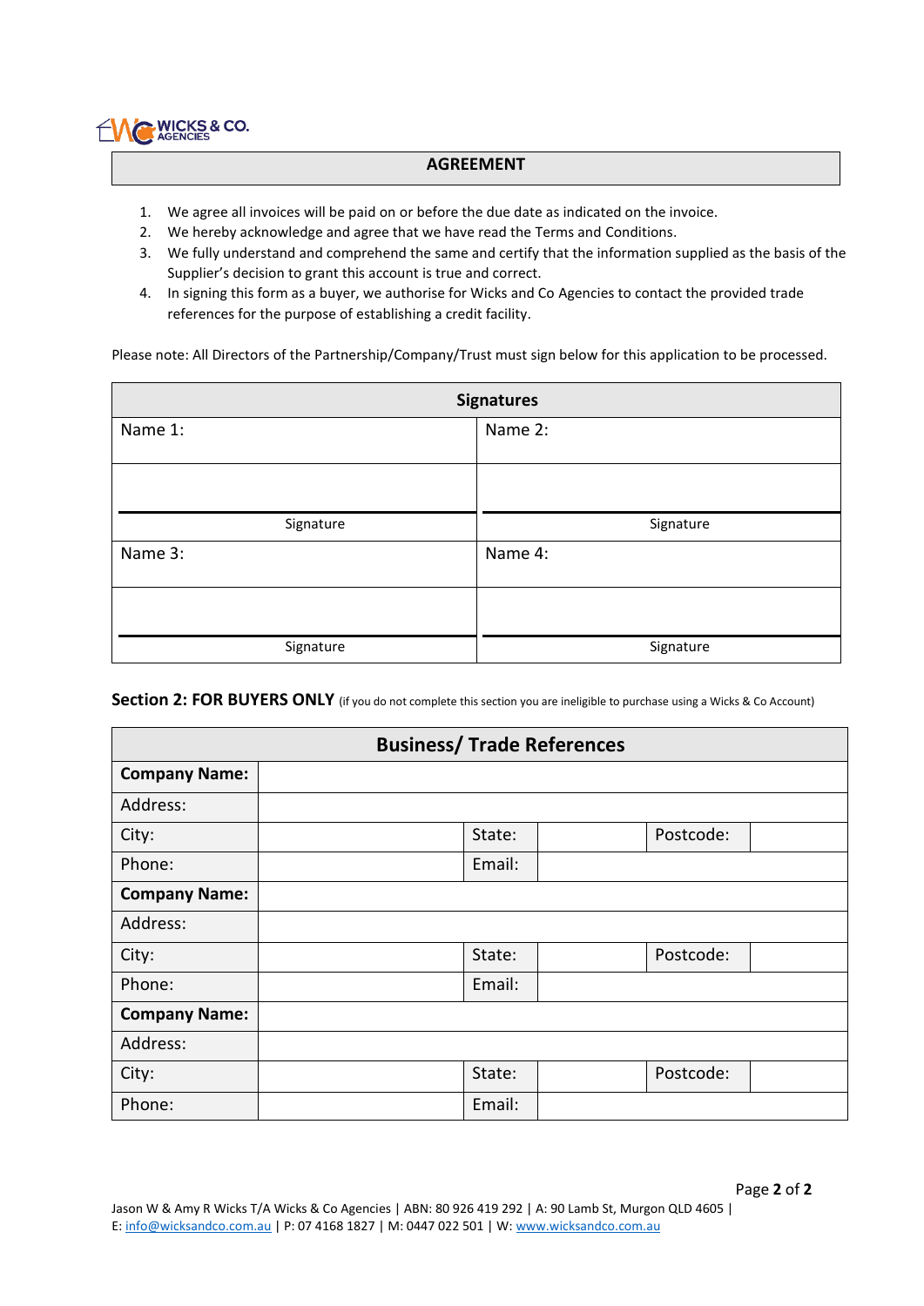## AGREEMENT

1. We agree all invoices will be paid on or before the due date as indicated on the invoice.
2. We hereby acknowledge and agree that we have read the Terms and Conditions.
3. We fully understand and comprehend the same and certify that the information supplied as the basis of the Supplier's decision to grant this account is true and correct.
4. In signing this form as a buyer, we authorise for Wicks and Co Agencies to contact the provided trade references for the purpose of establishing a credit facility.

Please note: All Directors of the Partnership/Company/Trust must sign below for this application to be processed.

| Signatures | |
|---|---|
| Name 1: | Name 2: |
| | |
| Signature | Signature |
| Name 3: | Name 4: |
| | |
| Signature | Signature |

**Section 2: FOR BUYERS ONLY** (if you do not complete this section you are ineligible to purchase using a Wicks & Co Account)

| Business/ Trade References | | | | | |
|---|---|---|---|---|---|
| **Company Name:** | | | | | |
| Address: | | | | | |
| City: | | State: | | Postcode: | |
| Phone: | | Email: | | | |
| **Company Name:** | | | | | |
| Address: | | | | | |
| City: | | State: | | Postcode: | |
| Phone: | | Email: | | | |
| **Company Name:** | | | | | |
| Address: | | | | | |
| City: | | State: | | Postcode: | |
| Phone: | | Email: | | | |

Jason W & Amy R Wicks T/A Wicks & Co Agencies | ABN: 80 926 419 292 | A: 90 Lamb St, Murgon QLD 4605 | E: info@wicksandco.com.au | P: 07 4168 1827 | M: 0447 022 501 | W: www.wicksandco.com.au